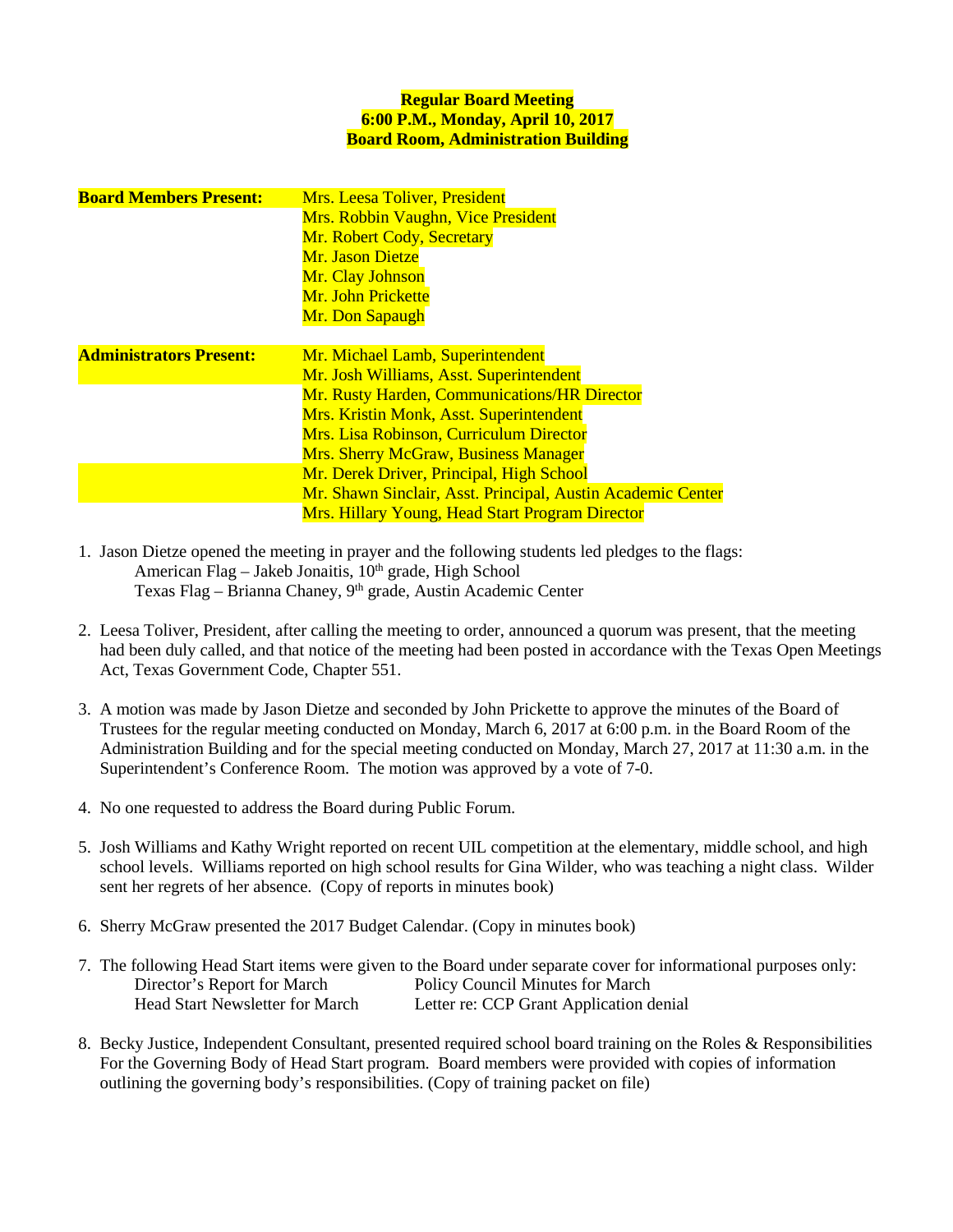**Regular Board Meeting**
**6:00 P.M., Monday, April 10, 2017**
**Board Room, Administration Building**

| **Board Members Present:** | Mrs. Leesa Toliver, President |
|---|---|
| | Mrs. Robbin Vaughn, Vice President |
| | Mr. Robert Cody, Secretary |
| | Mr. Jason Dietze |
| | Mr. Clay Johnson |
| | Mr. John Prickette |
| | Mr. Don Sapaugh |
| **Administrators Present:** | Mr. Michael Lamb, Superintendent |
| | Mr. Josh Williams, Asst. Superintendent |
| | Mr. Rusty Harden, Communications/HR Director |
| | Mrs. Kristin Monk, Asst. Superintendent |
| | Mrs. Lisa Robinson, Curriculum Director |
| | Mrs. Sherry McGraw, Business Manager |
| | Mr. Derek Driver, Principal, High School |
| | Mr. Shawn Sinclair, Asst. Principal, Austin Academic Center |
| | Mrs. Hillary Young, Head Start Program Director |

1. Jason Dietze opened the meeting in prayer and the following students led pledges to the flags:
   American Flag – Jakeb Jonaitis, 10th grade, High School
   Texas Flag – Brianna Chaney, 9th grade, Austin Academic Center

2. Leesa Toliver, President, after calling the meeting to order, announced a quorum was present, that the meeting had been duly called, and that notice of the meeting had been posted in accordance with the Texas Open Meetings Act, Texas Government Code, Chapter 551.

3. A motion was made by Jason Dietze and seconded by John Prickette to approve the minutes of the Board of Trustees for the regular meeting conducted on Monday, March 6, 2017 at 6:00 p.m. in the Board Room of the Administration Building and for the special meeting conducted on Monday, March 27, 2017 at 11:30 a.m. in the Superintendent's Conference Room. The motion was approved by a vote of 7-0.

4. No one requested to address the Board during Public Forum.

5. Josh Williams and Kathy Wright reported on recent UIL competition at the elementary, middle school, and high school levels. Williams reported on high school results for Gina Wilder, who was teaching a night class. Wilder sent her regrets of her absence. (Copy of reports in minutes book)

6. Sherry McGraw presented the 2017 Budget Calendar. (Copy in minutes book)

7. The following Head Start items were given to the Board under separate cover for informational purposes only:

   | | |
   |---|---|
   | Director's Report for March | Policy Council Minutes for March |
   | Head Start Newsletter for March | Letter re: CCP Grant Application denial |

8. Becky Justice, Independent Consultant, presented required school board training on the Roles & Responsibilities For the Governing Body of Head Start program. Board members were provided with copies of information outlining the governing body's responsibilities. (Copy of training packet on file)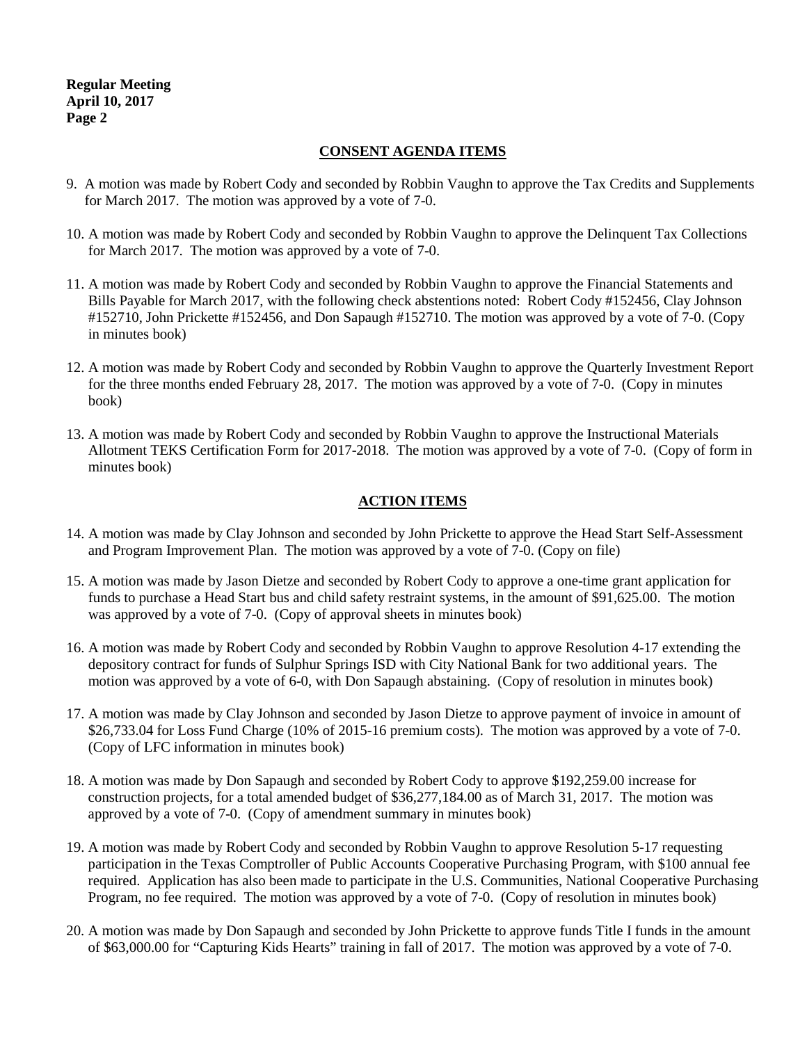## CONSENT AGENDA ITEMS

9. A motion was made by Robert Cody and seconded by Robbin Vaughn to approve the Tax Credits and Supplements for March 2017. The motion was approved by a vote of 7-0.

10. A motion was made by Robert Cody and seconded by Robbin Vaughn to approve the Delinquent Tax Collections for March 2017. The motion was approved by a vote of 7-0.

11. A motion was made by Robert Cody and seconded by Robbin Vaughn to approve the Financial Statements and Bills Payable for March 2017, with the following check abstentions noted: Robert Cody #152456, Clay Johnson #152710, John Prickette #152456, and Don Sapaugh #152710. The motion was approved by a vote of 7-0. (Copy in minutes book)

12. A motion was made by Robert Cody and seconded by Robbin Vaughn to approve the Quarterly Investment Report for the three months ended February 28, 2017. The motion was approved by a vote of 7-0. (Copy in minutes book)

13. A motion was made by Robert Cody and seconded by Robbin Vaughn to approve the Instructional Materials Allotment TEKS Certification Form for 2017-2018. The motion was approved by a vote of 7-0. (Copy of form in minutes book)

## ACTION ITEMS

14. A motion was made by Clay Johnson and seconded by John Prickette to approve the Head Start Self-Assessment and Program Improvement Plan. The motion was approved by a vote of 7-0. (Copy on file)

15. A motion was made by Jason Dietze and seconded by Robert Cody to approve a one-time grant application for funds to purchase a Head Start bus and child safety restraint systems, in the amount of $91,625.00. The motion was approved by a vote of 7-0. (Copy of approval sheets in minutes book)

16. A motion was made by Robert Cody and seconded by Robbin Vaughn to approve Resolution 4-17 extending the depository contract for funds of Sulphur Springs ISD with City National Bank for two additional years. The motion was approved by a vote of 6-0, with Don Sapaugh abstaining. (Copy of resolution in minutes book)

17. A motion was made by Clay Johnson and seconded by Jason Dietze to approve payment of invoice in amount of $26,733.04 for Loss Fund Charge (10% of 2015-16 premium costs). The motion was approved by a vote of 7-0. (Copy of LFC information in minutes book)

18. A motion was made by Don Sapaugh and seconded by Robert Cody to approve $192,259.00 increase for construction projects, for a total amended budget of $36,277,184.00 as of March 31, 2017. The motion was approved by a vote of 7-0. (Copy of amendment summary in minutes book)

19. A motion was made by Robert Cody and seconded by Robbin Vaughn to approve Resolution 5-17 requesting participation in the Texas Comptroller of Public Accounts Cooperative Purchasing Program, with $100 annual fee required. Application has also been made to participate in the U.S. Communities, National Cooperative Purchasing Program, no fee required. The motion was approved by a vote of 7-0. (Copy of resolution in minutes book)

20. A motion was made by Don Sapaugh and seconded by John Prickette to approve funds Title I funds in the amount of $63,000.00 for "Capturing Kids Hearts" training in fall of 2017. The motion was approved by a vote of 7-0.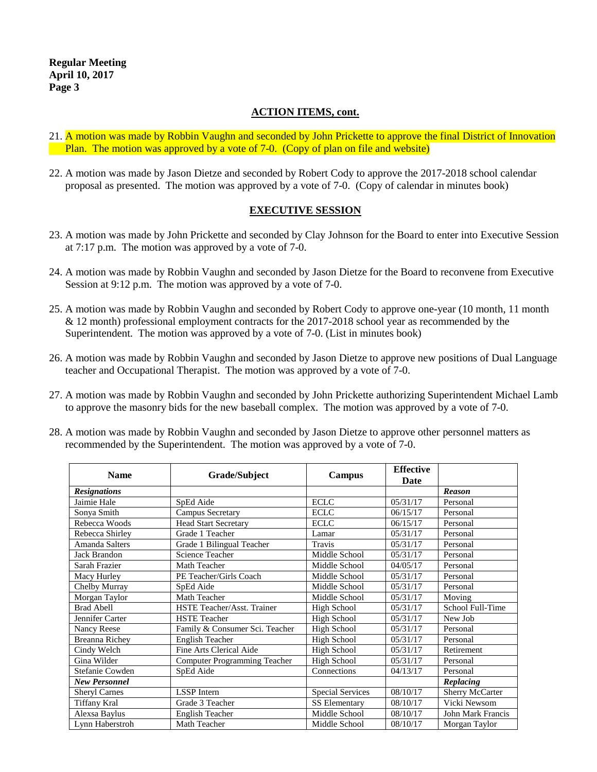**Regular Meeting**
**April 10, 2017**
**Page 3**

## ACTION ITEMS, cont.

21. A motion was made by Robbin Vaughn and seconded by John Prickette to approve the final District of Innovation Plan. The motion was approved by a vote of 7-0. (Copy of plan on file and website)

22. A motion was made by Jason Dietze and seconded by Robert Cody to approve the 2017-2018 school calendar proposal as presented. The motion was approved by a vote of 7-0. (Copy of calendar in minutes book)

## EXECUTIVE SESSION

23. A motion was made by John Prickette and seconded by Clay Johnson for the Board to enter into Executive Session at 7:17 p.m. The motion was approved by a vote of 7-0.

24. A motion was made by Robbin Vaughn and seconded by Jason Dietze for the Board to reconvene from Executive Session at 9:12 p.m. The motion was approved by a vote of 7-0.

25. A motion was made by Robbin Vaughn and seconded by Robert Cody to approve one-year (10 month, 11 month & 12 month) professional employment contracts for the 2017-2018 school year as recommended by the Superintendent. The motion was approved by a vote of 7-0. (List in minutes book)

26. A motion was made by Robbin Vaughn and seconded by Jason Dietze to approve new positions of Dual Language teacher and Occupational Therapist. The motion was approved by a vote of 7-0.

27. A motion was made by Robbin Vaughn and seconded by John Prickette authorizing Superintendent Michael Lamb to approve the masonry bids for the new baseball complex. The motion was approved by a vote of 7-0.

28. A motion was made by Robbin Vaughn and seconded by Jason Dietze to approve other personnel matters as recommended by the Superintendent. The motion was approved by a vote of 7-0.

| Name | Grade/Subject | Campus | Effective Date | |
|---|---|---|---|---|
| ***Resignations*** | | | | ***Reason*** |
| Jaimie Hale | SpEd Aide | ECLC | 05/31/17 | Personal |
| Sonya Smith | Campus Secretary | ECLC | 06/15/17 | Personal |
| Rebecca Woods | Head Start Secretary | ECLC | 06/15/17 | Personal |
| Rebecca Shirley | Grade 1 Teacher | Lamar | 05/31/17 | Personal |
| Amanda Salters | Grade 1 Bilingual Teacher | Travis | 05/31/17 | Personal |
| Jack Brandon | Science Teacher | Middle School | 05/31/17 | Personal |
| Sarah Frazier | Math Teacher | Middle School | 04/05/17 | Personal |
| Macy Hurley | PE Teacher/Girls Coach | Middle School | 05/31/17 | Personal |
| Chelby Murray | SpEd Aide | Middle School | 05/31/17 | Personal |
| Morgan Taylor | Math Teacher | Middle School | 05/31/17 | Moving |
| Brad Abell | HSTE Teacher/Asst. Trainer | High School | 05/31/17 | School Full-Time |
| Jennifer Carter | HSTE Teacher | High School | 05/31/17 | New Job |
| Nancy Reese | Family & Consumer Sci. Teacher | High School | 05/31/17 | Personal |
| Breanna Richey | English Teacher | High School | 05/31/17 | Personal |
| Cindy Welch | Fine Arts Clerical Aide | High School | 05/31/17 | Retirement |
| Gina Wilder | Computer Programming Teacher | High School | 05/31/17 | Personal |
| Stefanie Cowden | SpEd Aide | Connections | 04/13/17 | Personal |
| ***New Personnel*** | | | | ***Replacing*** |
| Sheryl Carnes | LSSP Intern | Special Services | 08/10/17 | Sherry McCarter |
| Tiffany Kral | Grade 3 Teacher | SS Elementary | 08/10/17 | Vicki Newsom |
| Alexsa Baylus | English Teacher | Middle School | 08/10/17 | John Mark Francis |
| Lynn Haberstroh | Math Teacher | Middle School | 08/10/17 | Morgan Taylor |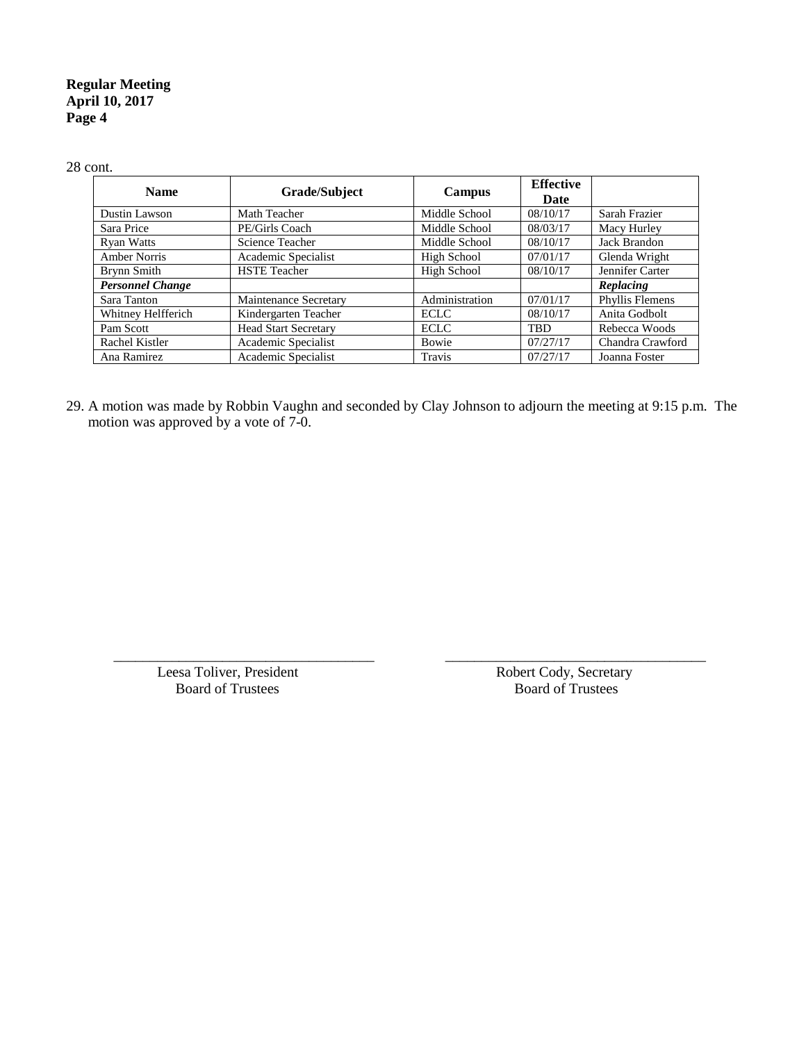**Regular Meeting**
**April 10, 2017**
**Page 4**

28 cont.

| Name | Grade/Subject | Campus | Effective Date | |
|---|---|---|---|---|
| Dustin Lawson | Math Teacher | Middle School | 08/10/17 | Sarah Frazier |
| Sara Price | PE/Girls Coach | Middle School | 08/03/17 | Macy Hurley |
| Ryan Watts | Science Teacher | Middle School | 08/10/17 | Jack Brandon |
| Amber Norris | Academic Specialist | High School | 07/01/17 | Glenda Wright |
| Brynn Smith | HSTE Teacher | High School | 08/10/17 | Jennifer Carter |
| ***Personnel Change*** | | | | ***Replacing*** |
| Sara Tanton | Maintenance Secretary | Administration | 07/01/17 | Phyllis Flemens |
| Whitney Helfferich | Kindergarten Teacher | ECLC | 08/10/17 | Anita Godbolt |
| Pam Scott | Head Start Secretary | ECLC | TBD | Rebecca Woods |
| Rachel Kistler | Academic Specialist | Bowie | 07/27/17 | Chandra Crawford |
| Ana Ramirez | Academic Specialist | Travis | 07/27/17 | Joanna Foster |

29. A motion was made by Robbin Vaughn and seconded by Clay Johnson to adjourn the meeting at 9:15 p.m. The motion was approved by a vote of 7-0.

\_\_\_\_\_\_\_\_\_\_\_\_\_\_\_\_\_\_\_\_\_\_\_\_\_\_\_\_\_\_\_\_\_\_\_
Leesa Toliver, President
Board of Trustees

\_\_\_\_\_\_\_\_\_\_\_\_\_\_\_\_\_\_\_\_\_\_\_\_\_\_\_\_\_\_\_\_\_\_\_
Robert Cody, Secretary
Board of Trustees